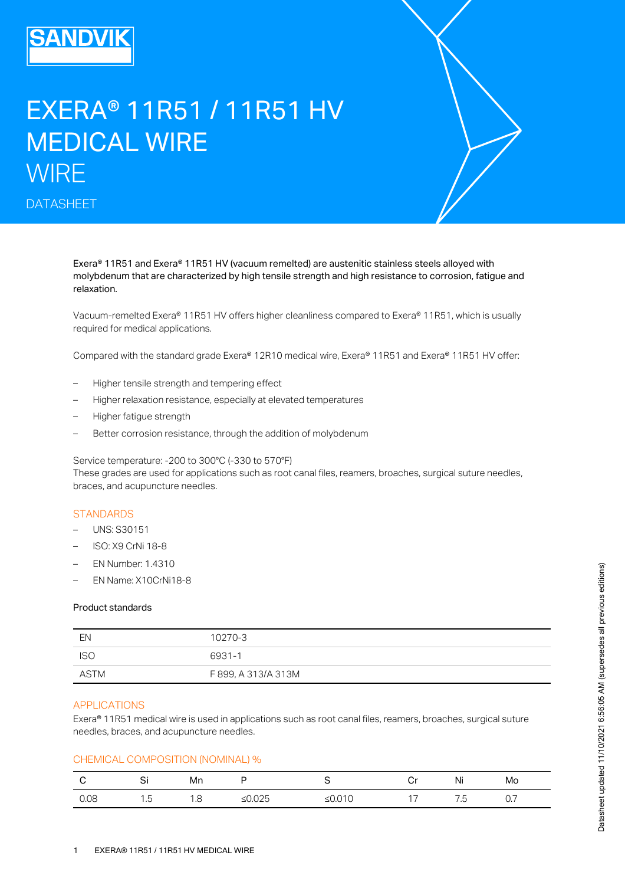# EXERA® 11R51 / 11R51 HV MEDICAL WIRE

## WIRE

DATASHEET

Exera® 11R51 and Exera® 11R51 HV (vacuum remelted) are austenitic stainless steels alloyed with molybdenum that are characterized by high tensile strength and high resistance to corrosion, fatigue and relaxation.

Vacuum-remelted Exera® 11R51 HV offers higher cleanliness compared to Exera® 11R51, which is usually required for medical applications.

Compared with the standard grade Exera® 12R10 medical wire, Exera® 11R51 and Exera® 11R51 HV offer:

- Higher tensile strength and tempering effect
- Higher relaxation resistance, especially at elevated temperatures
- Higher fatigue strength
- Better corrosion resistance, through the addition of molybdenum

Service temperature: -200 to 300°C (-330 to 570°F)
These grades are used for applications such as root canal files, reamers, broaches, surgical suture needles, braces, and acupuncture needles.

## STANDARDS

- UNS: S30151
- ISO: X9 CrNi 18-8
- EN Number: 1.4310
- EN Name: X10CrNi18-8

Product standards

| | |
|---|---|
| EN | 10270-3 |
| ISO | 6931-1 |
| ASTM | F 899, A 313/A 313M |

## APPLICATIONS

Exera® 11R51 medical wire is used in applications such as root canal files, reamers, broaches, surgical suture needles, braces, and acupuncture needles.

## CHEMICAL COMPOSITION (NOMINAL) %

| C | Si | Mn | P | S | Cr | Ni | Mo |
|---|---|---|---|---|---|---|---|
| 0.08 | 1.5 | 1.8 | ≤0.025 | ≤0.010 | 17 | 7.5 | 0.7 |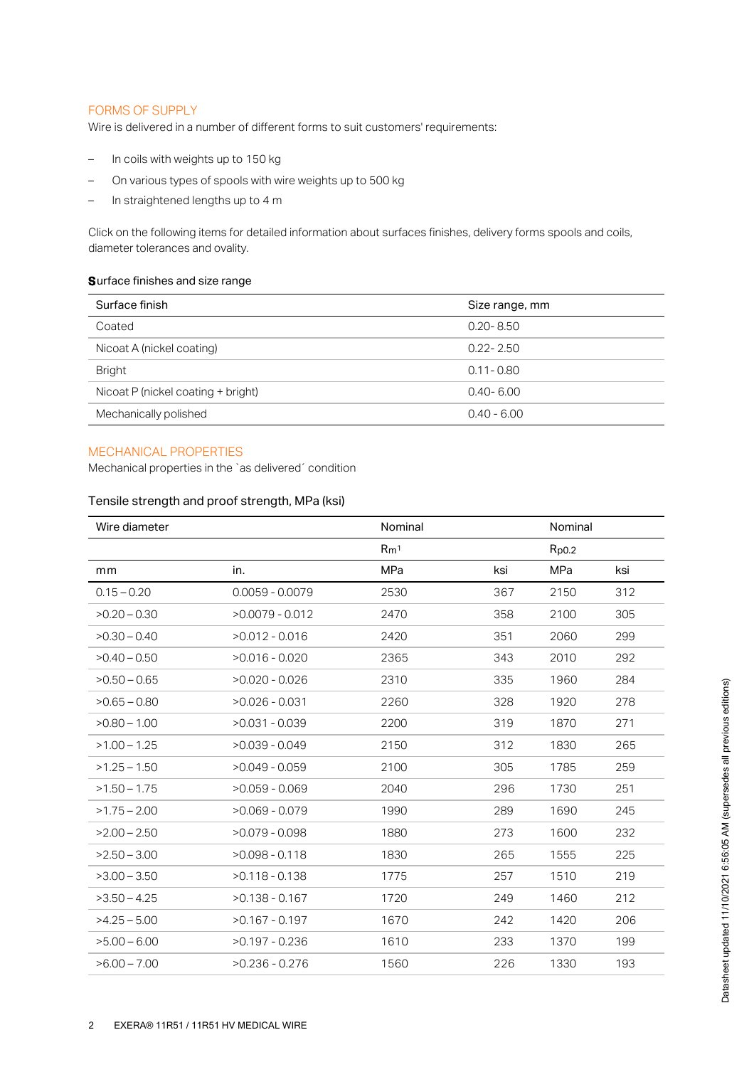## FORMS OF SUPPLY

Wire is delivered in a number of different forms to suit customers' requirements:

- In coils with weights up to 150 kg
- On various types of spools with wire weights up to 500 kg
- In straightened lengths up to 4 m

Click on the following items for detailed information about surfaces finishes, delivery forms spools and coils, diameter tolerances and ovality.

### Surface finishes and size range

| Surface finish | Size range, mm |
|---|---|
| Coated | 0.20- 8.50 |
| Nicoat A (nickel coating) | 0.22- 2.50 |
| Bright | 0.11- 0.80 |
| Nicoat P (nickel coating + bright) | 0.40- 6.00 |
| Mechanically polished | 0.40 - 6.00 |

## MECHANICAL PROPERTIES

Mechanical properties in the `as delivered´ condition

### Tensile strength and proof strength, MPa (ksi)

| Wire diameter | | Nominal | | Nominal | |
|---|---|---|---|---|---|
| | | $R_m$[1] | | $R_{p0.2}$ | |
| mm | in. | MPa | ksi | MPa | ksi |
| 0.15 – 0.20 | 0.0059 - 0.0079 | 2530 | 367 | 2150 | 312 |
| >0.20 – 0.30 | >0.0079 - 0.012 | 2470 | 358 | 2100 | 305 |
| >0.30 – 0.40 | >0.012 - 0.016 | 2420 | 351 | 2060 | 299 |
| >0.40 – 0.50 | >0.016 - 0.020 | 2365 | 343 | 2010 | 292 |
| >0.50 – 0.65 | >0.020 - 0.026 | 2310 | 335 | 1960 | 284 |
| >0.65 – 0.80 | >0.026 - 0.031 | 2260 | 328 | 1920 | 278 |
| >0.80 – 1.00 | >0.031 - 0.039 | 2200 | 319 | 1870 | 271 |
| >1.00 – 1.25 | >0.039 - 0.049 | 2150 | 312 | 1830 | 265 |
| >1.25 – 1.50 | >0.049 - 0.059 | 2100 | 305 | 1785 | 259 |
| >1.50 – 1.75 | >0.059 - 0.069 | 2040 | 296 | 1730 | 251 |
| >1.75 – 2.00 | >0.069 - 0.079 | 1990 | 289 | 1690 | 245 |
| >2.00 – 2.50 | >0.079 - 0.098 | 1880 | 273 | 1600 | 232 |
| >2.50 – 3.00 | >0.098 - 0.118 | 1830 | 265 | 1555 | 225 |
| >3.00 – 3.50 | >0.118 - 0.138 | 1775 | 257 | 1510 | 219 |
| >3.50 – 4.25 | >0.138 - 0.167 | 1720 | 249 | 1460 | 212 |
| >4.25 – 5.00 | >0.167 - 0.197 | 1670 | 242 | 1420 | 206 |
| >5.00 – 6.00 | >0.197 - 0.236 | 1610 | 233 | 1370 | 199 |
| >6.00 – 7.00 | >0.236 - 0.276 | 1560 | 226 | 1330 | 193 |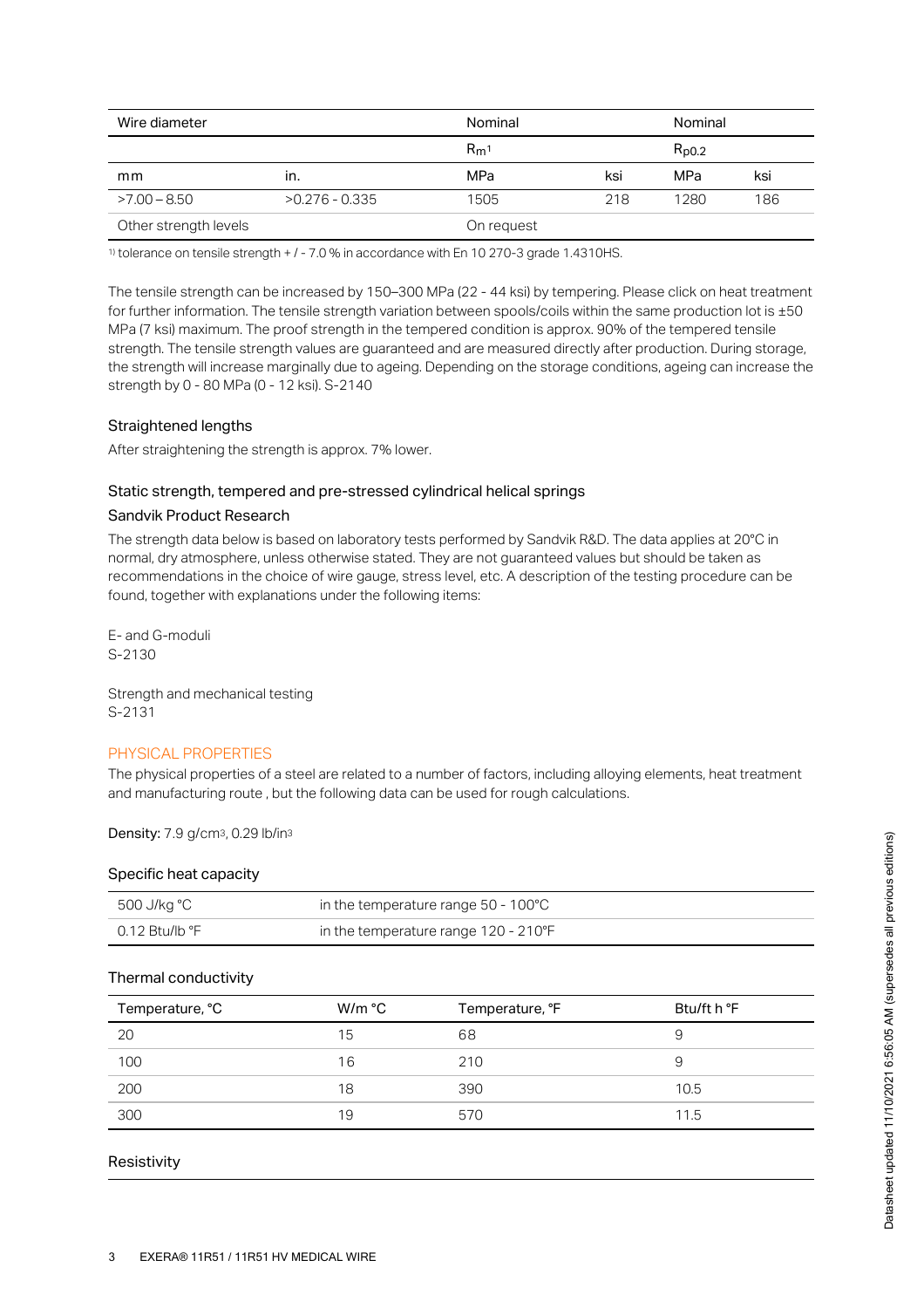| Wire diameter | | Nominal | | Nominal | |
|---|---|---|---|---|---|
| | | $R_m$[1] | | $R_{p0.2}$ | |
| mm | in. | MPa | ksi | MPa | ksi |
| >7.00 – 8.50 | >0.276 - 0.335 | 1505 | 218 | 1280 | 186 |
| Other strength levels | | On request | | | |

[1] tolerance on tensile strength + / - 7.0 % in accordance with En 10 270-3 grade 1.4310HS.

The tensile strength can be increased by 150–300 MPa (22 - 44 ksi) by tempering. Please click on heat treatment for further information. The tensile strength variation between spools/coils within the same production lot is ±50 MPa (7 ksi) maximum. The proof strength in the tempered condition is approx. 90% of the tempered tensile strength. The tensile strength values are guaranteed and are measured directly after production. During storage, the strength will increase marginally due to ageing. Depending on the storage conditions, ageing can increase the strength by 0 - 80 MPa (0 - 12 ksi). S-2140

### Straightened lengths

After straightening the strength is approx. 7% lower.

### Static strength, tempered and pre-stressed cylindrical helical springs

### Sandvik Product Research

The strength data below is based on laboratory tests performed by Sandvik R&D. The data applies at 20°C in normal, dry atmosphere, unless otherwise stated. They are not guaranteed values but should be taken as recommendations in the choice of wire gauge, stress level, etc. A description of the testing procedure can be found, together with explanations under the following items:

E- and G-moduli
S-2130

Strength and mechanical testing
S-2131

## PHYSICAL PROPERTIES

The physical properties of a steel are related to a number of factors, including alloying elements, heat treatment and manufacturing route , but the following data can be used for rough calculations.

**Density:** 7.9 g/cm$^3$, 0.29 lb/in$^3$

### Specific heat capacity

| | |
|---|---|
| 500 J/kg °C | in the temperature range 50 - 100°C |
| 0.12 Btu/lb °F | in the temperature range 120 - 210°F |

### Thermal conductivity

| Temperature, °C | W/m °C | Temperature, °F | Btu/ft h °F |
|---|---|---|---|
| 20 | 15 | 68 | 9 |
| 100 | 16 | 210 | 9 |
| 200 | 18 | 390 | 10.5 |
| 300 | 19 | 570 | 11.5 |

### Resistivity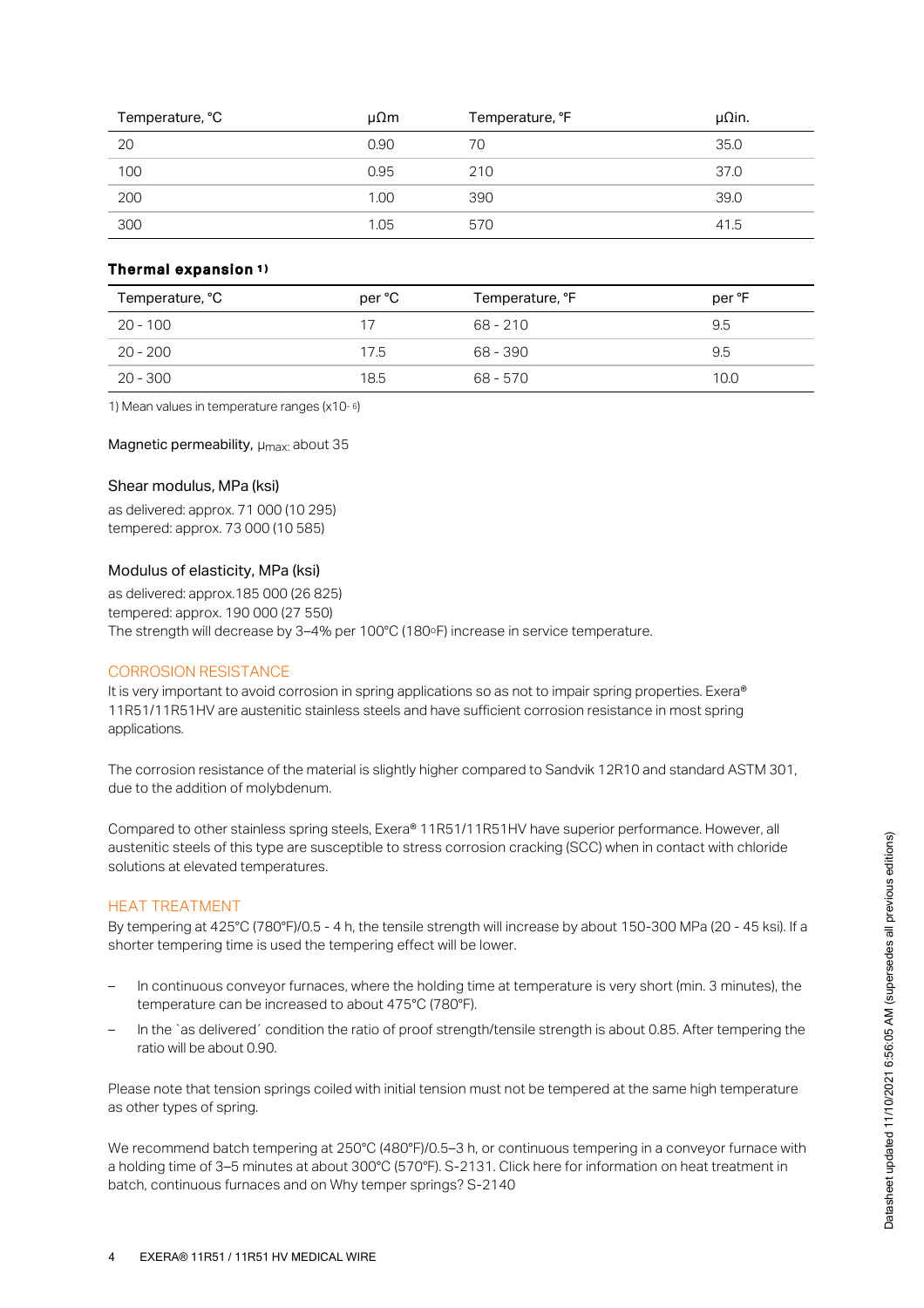| Temperature, °C | μΩm | Temperature, °F | μΩin. |
| --- | --- | --- | --- |
| 20 | 0.90 | 70 | 35.0 |
| 100 | 0.95 | 210 | 37.0 |
| 200 | 1.00 | 390 | 39.0 |
| 300 | 1.05 | 570 | 41.5 |

### Thermal expansion 1)

| Temperature, °C | per °C | Temperature, °F | per °F |
| --- | --- | --- | --- |
| 20 - 100 | 17 | 68 - 210 | 9.5 |
| 20 - 200 | 17.5 | 68 - 390 | 9.5 |
| 20 - 300 | 18.5 | 68 - 570 | 10.0 |

1) Mean values in temperature ranges ($x10^{-6}$)

Magnetic permeability, $\mu_{max}$: about 35

#### Shear modulus, MPa (ksi)

as delivered: approx. 71 000 (10 295)
tempered: approx. 73 000 (10 585)

#### Modulus of elasticity, MPa (ksi)

as delivered: approx.185 000 (26 825)
tempered: approx. 190 000 (27 550)
The strength will decrease by 3–4% per 100°C (180°F) increase in service temperature.

## CORROSION RESISTANCE

It is very important to avoid corrosion in spring applications so as not to impair spring properties. Exera® 11R51/11R51HV are austenitic stainless steels and have sufficient corrosion resistance in most spring applications.

The corrosion resistance of the material is slightly higher compared to Sandvik 12R10 and standard ASTM 301, due to the addition of molybdenum.

Compared to other stainless spring steels, Exera® 11R51/11R51HV have superior performance. However, all austenitic steels of this type are susceptible to stress corrosion cracking (SCC) when in contact with chloride solutions at elevated temperatures.

## HEAT TREATMENT

By tempering at 425°C (780°F)/0.5 - 4 h, the tensile strength will increase by about 150-300 MPa (20 - 45 ksi). If a shorter tempering time is used the tempering effect will be lower.

- In continuous conveyor furnaces, where the holding time at temperature is very short (min. 3 minutes), the temperature can be increased to about 475°C (780°F).
- In the `as delivered´ condition the ratio of proof strength/tensile strength is about 0.85. After tempering the ratio will be about 0.90.

Please note that tension springs coiled with initial tension must not be tempered at the same high temperature as other types of spring.

We recommend batch tempering at 250°C (480°F)/0.5–3 h, or continuous tempering in a conveyor furnace with a holding time of 3–5 minutes at about 300°C (570°F). S-2131. Click here for information on heat treatment in batch, continuous furnaces and on Why temper springs? S-2140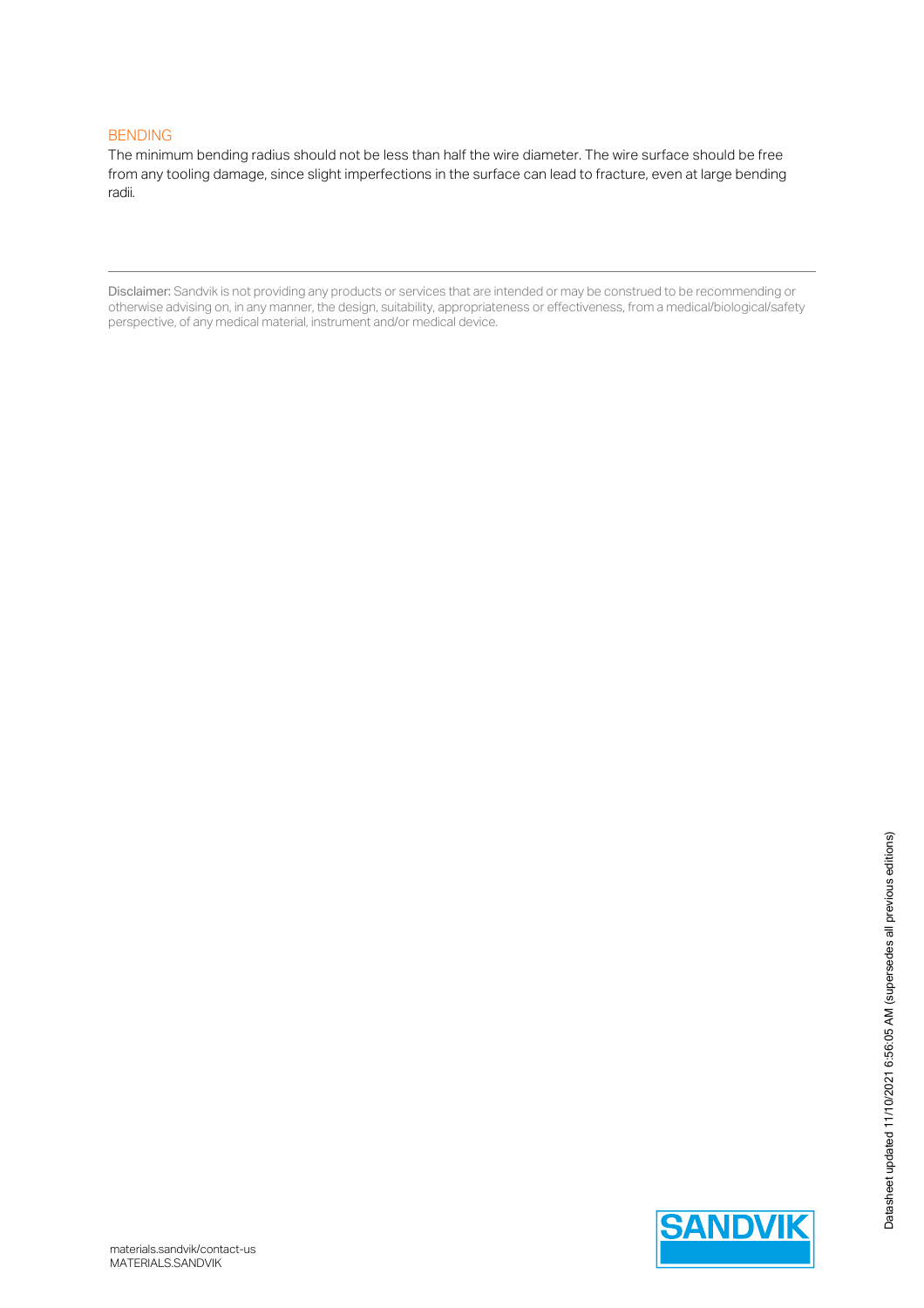## BENDING

The minimum bending radius should not be less than half the wire diameter. The wire surface should be free from any tooling damage, since slight imperfections in the surface can lead to fracture, even at large bending radii.

---

**Disclaimer:** Sandvik is not providing any products or services that are intended or may be construed to be recommending or otherwise advising on, in any manner, the design, suitability, appropriateness or effectiveness, from a medical/biological/safety perspective, of any medical material, instrument and/or medical device.

Datasheet updated 11/10/2021 6:56:05 AM (supersedes all previous editions)

materials.sandvik/contact-us
MATERIALS.SANDVIK